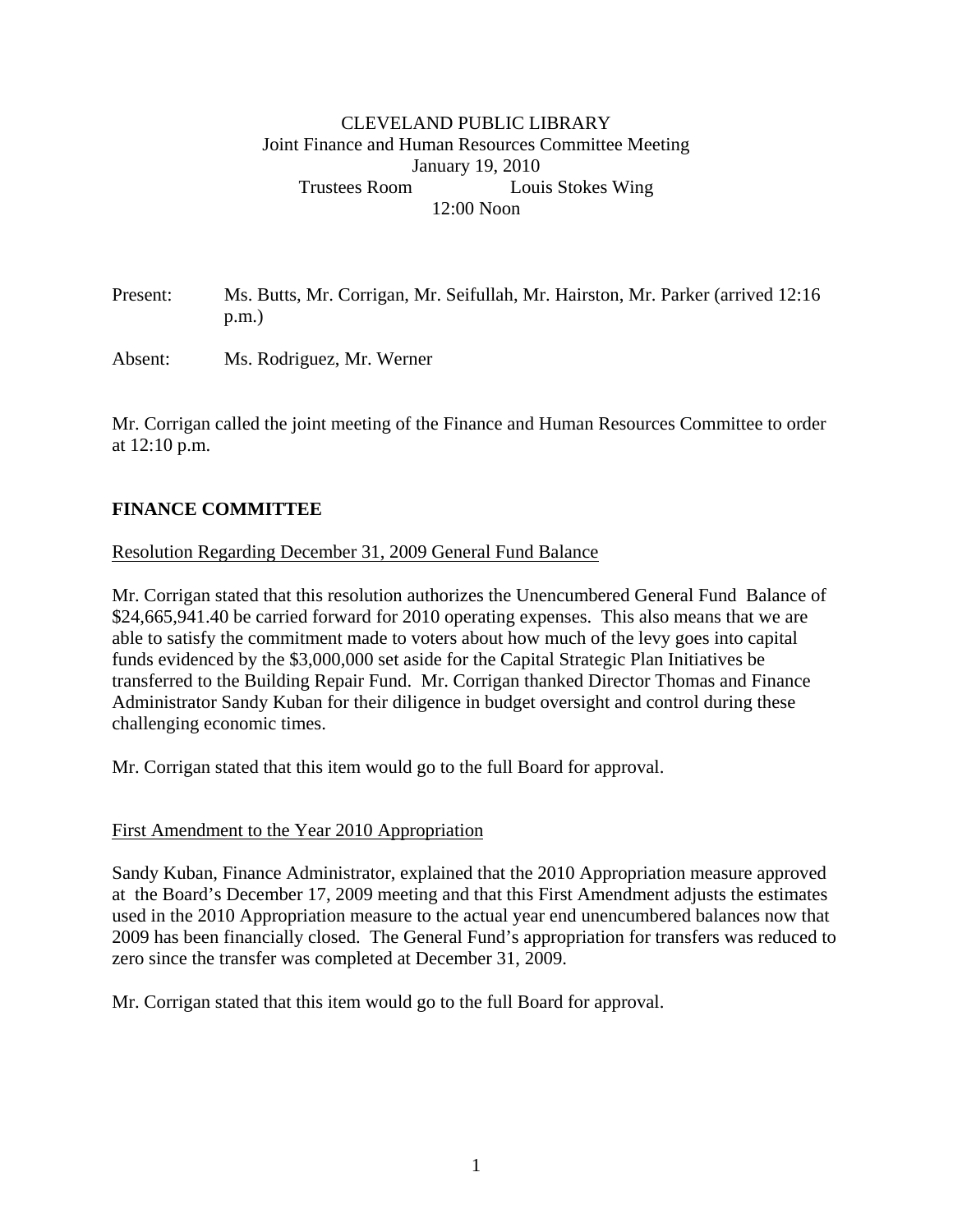# CLEVELAND PUBLIC LIBRARY

Joint Finance and Human Resources Committee Meeting
January 19, 2010
Trustees Room Louis Stokes Wing
12:00 Noon

Present: Ms. Butts, Mr. Corrigan, Mr. Seifullah, Mr. Hairston, Mr. Parker (arrived 12:16 p.m.)

Absent: Ms. Rodriguez, Mr. Werner

Mr. Corrigan called the joint meeting of the Finance and Human Resources Committee to order at 12:10 p.m.

## FINANCE COMMITTEE

### Resolution Regarding December 31, 2009 General Fund Balance

Mr. Corrigan stated that this resolution authorizes the Unencumbered General Fund Balance of $24,665,941.40 be carried forward for 2010 operating expenses. This also means that we are able to satisfy the commitment made to voters about how much of the levy goes into capital funds evidenced by the $3,000,000 set aside for the Capital Strategic Plan Initiatives be transferred to the Building Repair Fund. Mr. Corrigan thanked Director Thomas and Finance Administrator Sandy Kuban for their diligence in budget oversight and control during these challenging economic times.

Mr. Corrigan stated that this item would go to the full Board for approval.

### First Amendment to the Year 2010 Appropriation

Sandy Kuban, Finance Administrator, explained that the 2010 Appropriation measure approved at the Board's December 17, 2009 meeting and that this First Amendment adjusts the estimates used in the 2010 Appropriation measure to the actual year end unencumbered balances now that 2009 has been financially closed. The General Fund's appropriation for transfers was reduced to zero since the transfer was completed at December 31, 2009.

Mr. Corrigan stated that this item would go to the full Board for approval.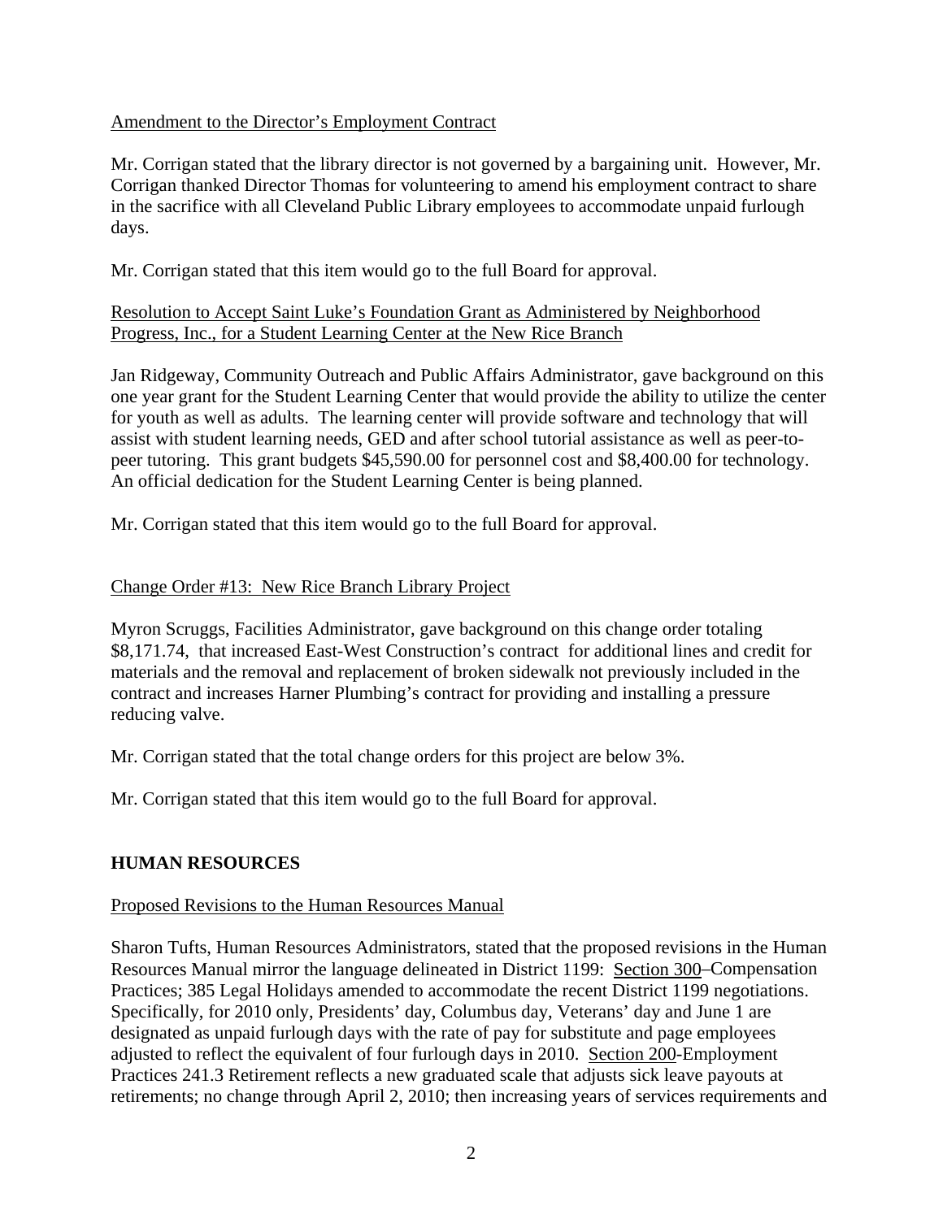Amendment to the Director's Employment Contract

Mr. Corrigan stated that the library director is not governed by a bargaining unit. However, Mr. Corrigan thanked Director Thomas for volunteering to amend his employment contract to share in the sacrifice with all Cleveland Public Library employees to accommodate unpaid furlough days.

Mr. Corrigan stated that this item would go to the full Board for approval.

Resolution to Accept Saint Luke's Foundation Grant as Administered by Neighborhood Progress, Inc., for a Student Learning Center at the New Rice Branch

Jan Ridgeway, Community Outreach and Public Affairs Administrator, gave background on this one year grant for the Student Learning Center that would provide the ability to utilize the center for youth as well as adults. The learning center will provide software and technology that will assist with student learning needs, GED and after school tutorial assistance as well as peer-to-peer tutoring. This grant budgets $45,590.00 for personnel cost and $8,400.00 for technology. An official dedication for the Student Learning Center is being planned.

Mr. Corrigan stated that this item would go to the full Board for approval.

Change Order #13: New Rice Branch Library Project

Myron Scruggs, Facilities Administrator, gave background on this change order totaling $8,171.74, that increased East-West Construction's contract for additional lines and credit for materials and the removal and replacement of broken sidewalk not previously included in the contract and increases Harner Plumbing's contract for providing and installing a pressure reducing valve.

Mr. Corrigan stated that the total change orders for this project are below 3%.

Mr. Corrigan stated that this item would go to the full Board for approval.

## HUMAN RESOURCES

Proposed Revisions to the Human Resources Manual

Sharon Tufts, Human Resources Administrators, stated that the proposed revisions in the Human Resources Manual mirror the language delineated in District 1199: Section 300–Compensation Practices; 385 Legal Holidays amended to accommodate the recent District 1199 negotiations. Specifically, for 2010 only, Presidents' day, Columbus day, Veterans' day and June 1 are designated as unpaid furlough days with the rate of pay for substitute and page employees adjusted to reflect the equivalent of four furlough days in 2010. Section 200-Employment Practices 241.3 Retirement reflects a new graduated scale that adjusts sick leave payouts at retirements; no change through April 2, 2010; then increasing years of services requirements and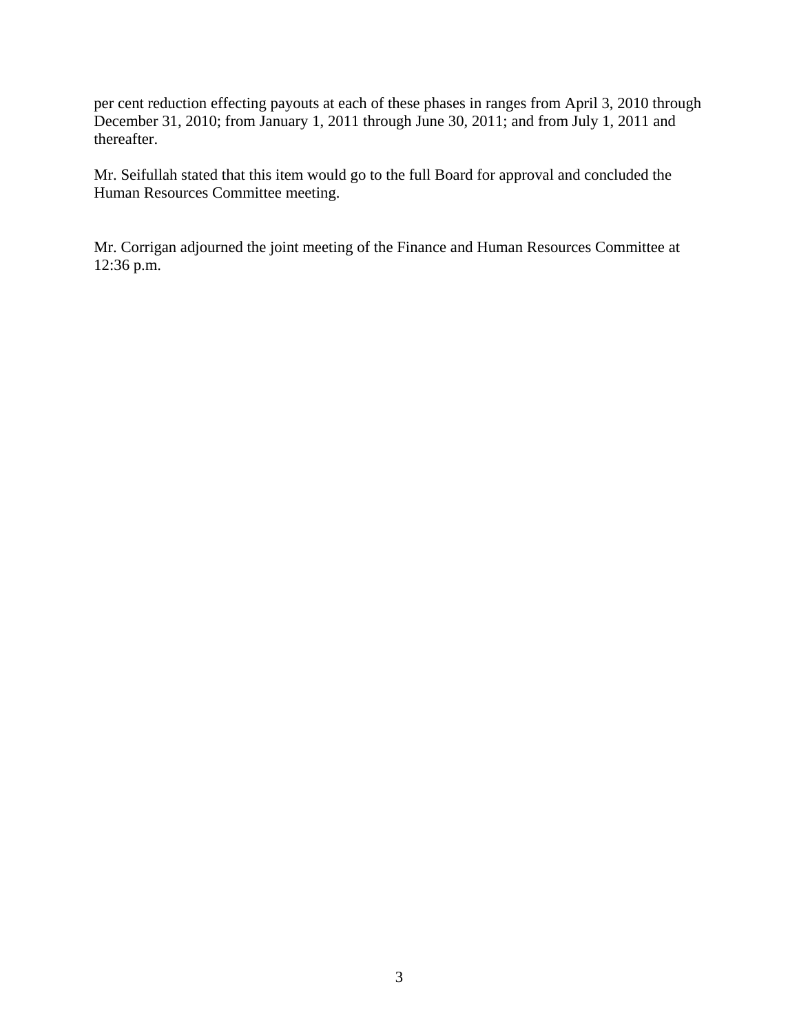per cent reduction effecting payouts at each of these phases in ranges from April 3, 2010 through December 31, 2010; from January 1, 2011 through June 30, 2011; and from July 1, 2011 and thereafter.

Mr. Seifullah stated that this item would go to the full Board for approval and concluded the Human Resources Committee meeting.

Mr. Corrigan adjourned the joint meeting of the Finance and Human Resources Committee at 12:36 p.m.